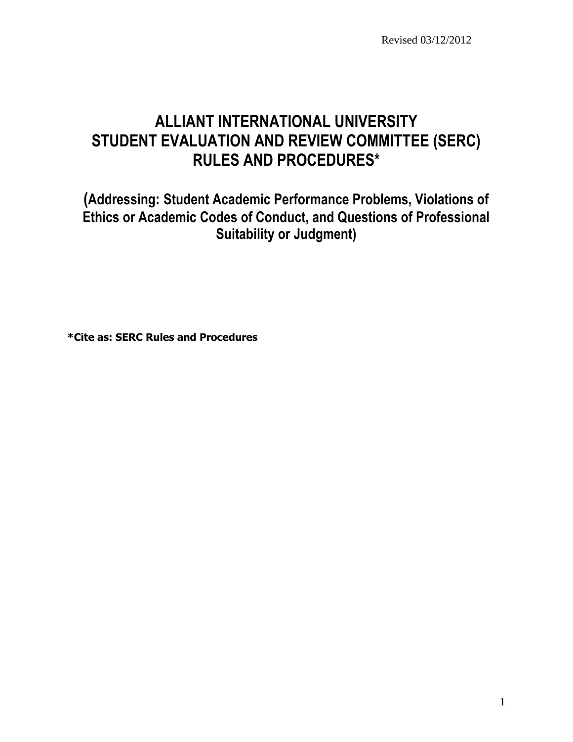Revised 03/12/2012

# ALLIANT INTERNATIONAL UNIVERSITY
# STUDENT EVALUATION AND REVIEW COMMITTEE (SERC) RULES AND PROCEDURES*

## (Addressing: Student Academic Performance Problems, Violations of Ethics or Academic Codes of Conduct, and Questions of Professional Suitability or Judgment)

**\*Cite as: SERC Rules and Procedures**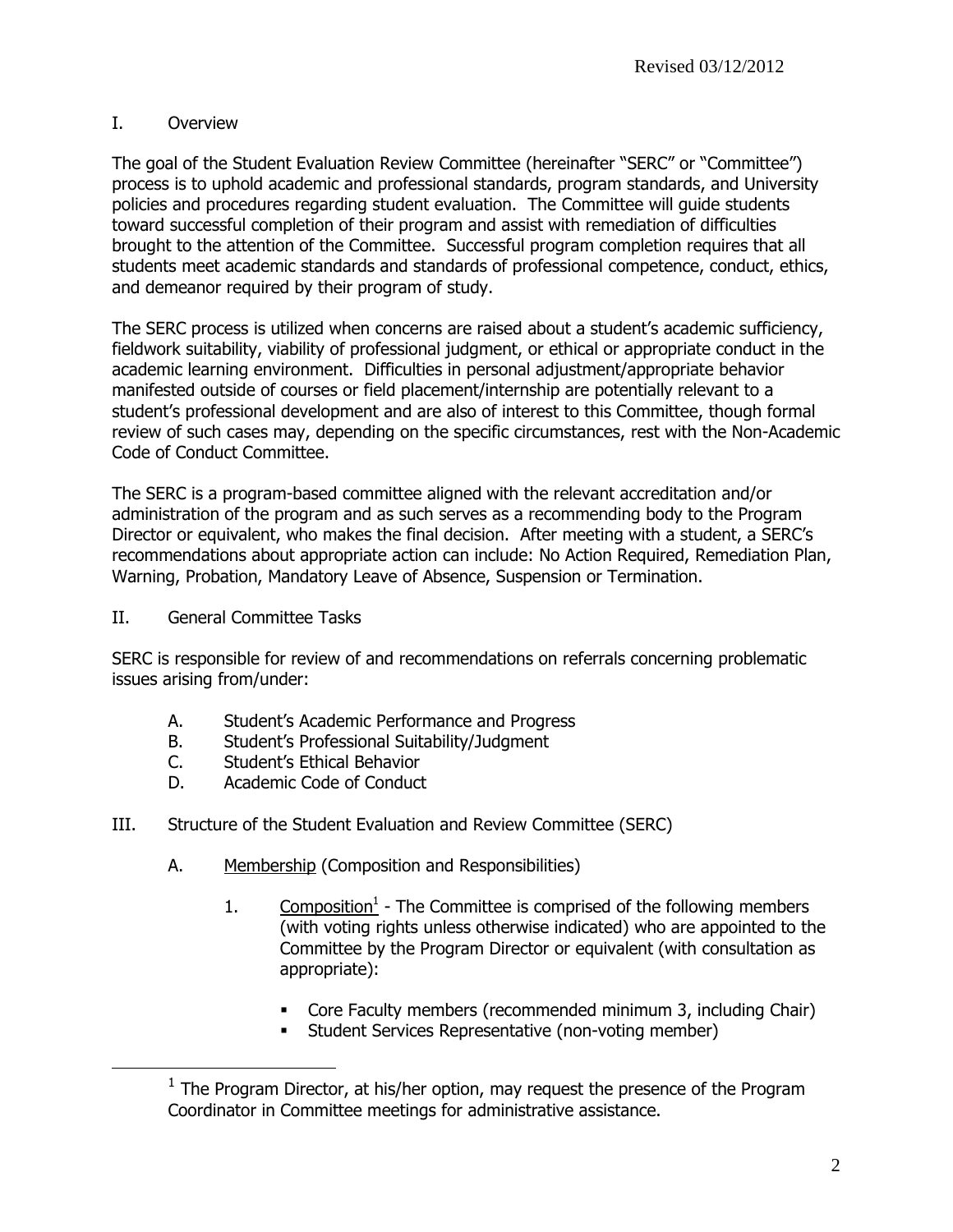Revised 03/12/2012

## I. Overview

The goal of the Student Evaluation Review Committee (hereinafter "SERC" or "Committee") process is to uphold academic and professional standards, program standards, and University policies and procedures regarding student evaluation. The Committee will guide students toward successful completion of their program and assist with remediation of difficulties brought to the attention of the Committee. Successful program completion requires that all students meet academic standards and standards of professional competence, conduct, ethics, and demeanor required by their program of study.

The SERC process is utilized when concerns are raised about a student's academic sufficiency, fieldwork suitability, viability of professional judgment, or ethical or appropriate conduct in the academic learning environment. Difficulties in personal adjustment/appropriate behavior manifested outside of courses or field placement/internship are potentially relevant to a student's professional development and are also of interest to this Committee, though formal review of such cases may, depending on the specific circumstances, rest with the Non-Academic Code of Conduct Committee.

The SERC is a program-based committee aligned with the relevant accreditation and/or administration of the program and as such serves as a recommending body to the Program Director or equivalent, who makes the final decision. After meeting with a student, a SERC's recommendations about appropriate action can include: No Action Required, Remediation Plan, Warning, Probation, Mandatory Leave of Absence, Suspension or Termination.

## II. General Committee Tasks

SERC is responsible for review of and recommendations on referrals concerning problematic issues arising from/under:

- A. Student's Academic Performance and Progress
- B. Student's Professional Suitability/Judgment
- C. Student's Ethical Behavior
- D. Academic Code of Conduct

## III. Structure of the Student Evaluation and Review Committee (SERC)

### A. Membership (Composition and Responsibilities)

1. Composition[1] - The Committee is comprised of the following members (with voting rights unless otherwise indicated) who are appointed to the Committee by the Program Director or equivalent (with consultation as appropriate):

   - Core Faculty members (recommended minimum 3, including Chair)
   - Student Services Representative (non-voting member)

---

[1] The Program Director, at his/her option, may request the presence of the Program Coordinator in Committee meetings for administrative assistance.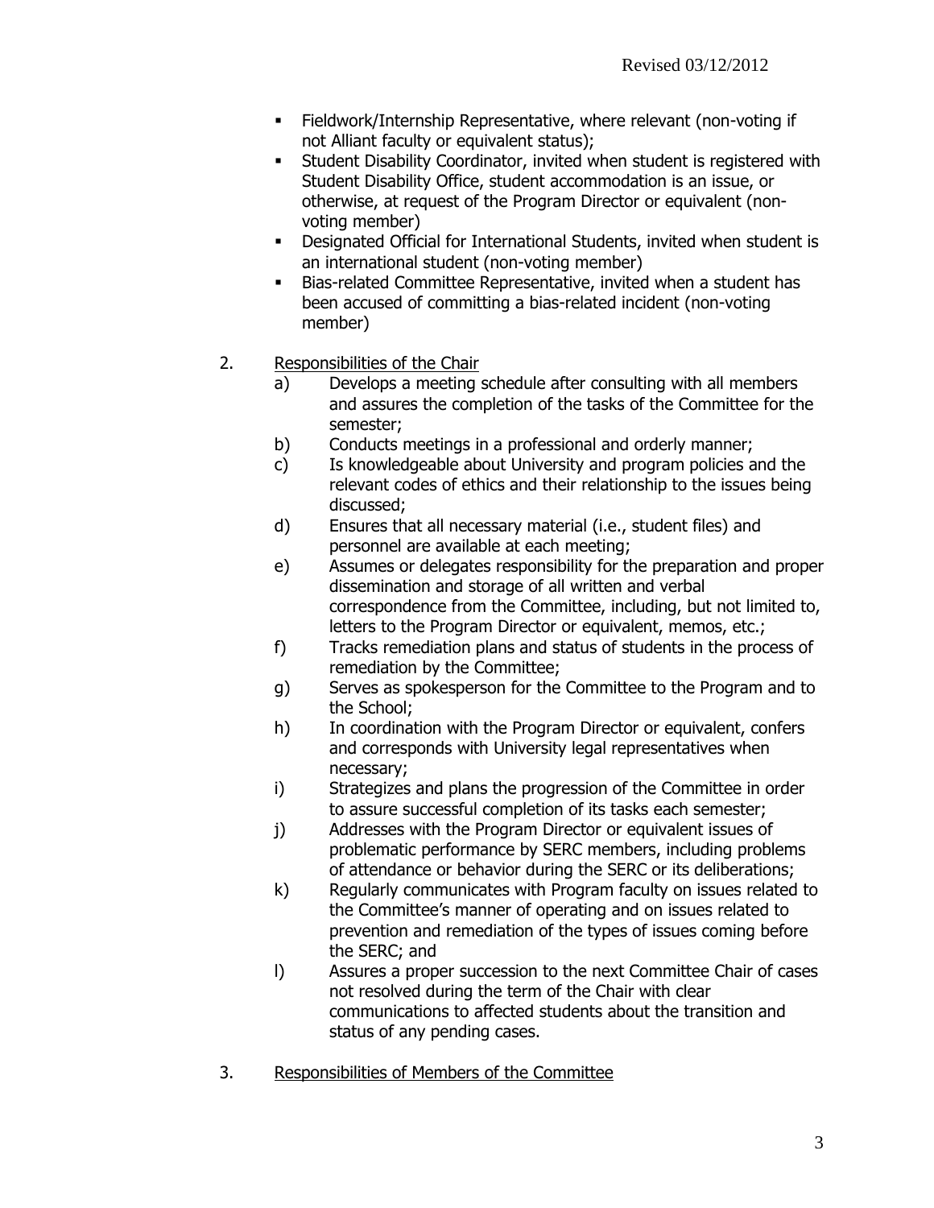- Fieldwork/Internship Representative, where relevant (non-voting if not Alliant faculty or equivalent status);
- Student Disability Coordinator, invited when student is registered with Student Disability Office, student accommodation is an issue, or otherwise, at request of the Program Director or equivalent (non-voting member)
- Designated Official for International Students, invited when student is an international student (non-voting member)
- Bias-related Committee Representative, invited when a student has been accused of committing a bias-related incident (non-voting member)

2. <u>Responsibilities of the Chair</u>
   a) Develops a meeting schedule after consulting with all members and assures the completion of the tasks of the Committee for the semester;
   b) Conducts meetings in a professional and orderly manner;
   c) Is knowledgeable about University and program policies and the relevant codes of ethics and their relationship to the issues being discussed;
   d) Ensures that all necessary material (i.e., student files) and personnel are available at each meeting;
   e) Assumes or delegates responsibility for the preparation and proper dissemination and storage of all written and verbal correspondence from the Committee, including, but not limited to, letters to the Program Director or equivalent, memos, etc.;
   f) Tracks remediation plans and status of students in the process of remediation by the Committee;
   g) Serves as spokesperson for the Committee to the Program and to the School;
   h) In coordination with the Program Director or equivalent, confers and corresponds with University legal representatives when necessary;
   i) Strategizes and plans the progression of the Committee in order to assure successful completion of its tasks each semester;
   j) Addresses with the Program Director or equivalent issues of problematic performance by SERC members, including problems of attendance or behavior during the SERC or its deliberations;
   k) Regularly communicates with Program faculty on issues related to the Committee's manner of operating and on issues related to prevention and remediation of the types of issues coming before the SERC; and
   l) Assures a proper succession to the next Committee Chair of cases not resolved during the term of the Chair with clear communications to affected students about the transition and status of any pending cases.

3. <u>Responsibilities of Members of the Committee</u>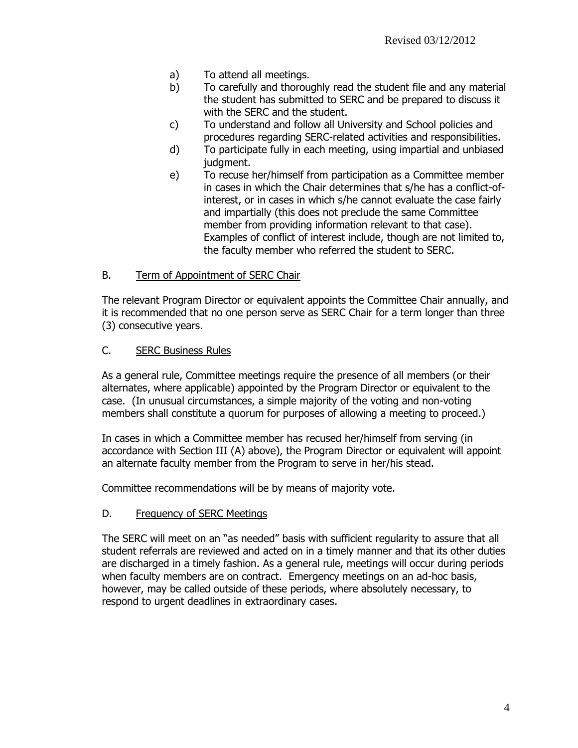a) To attend all meetings.
b) To carefully and thoroughly read the student file and any material the student has submitted to SERC and be prepared to discuss it with the SERC and the student.
c) To understand and follow all University and School policies and procedures regarding SERC-related activities and responsibilities.
d) To participate fully in each meeting, using impartial and unbiased judgment.
e) To recuse her/himself from participation as a Committee member in cases in which the Chair determines that s/he has a conflict-of-interest, or in cases in which s/he cannot evaluate the case fairly and impartially (this does not preclude the same Committee member from providing information relevant to that case). Examples of conflict of interest include, though are not limited to, the faculty member who referred the student to SERC.

B. Term of Appointment of SERC Chair

The relevant Program Director or equivalent appoints the Committee Chair annually, and it is recommended that no one person serve as SERC Chair for a term longer than three (3) consecutive years.

C. SERC Business Rules

As a general rule, Committee meetings require the presence of all members (or their alternates, where applicable) appointed by the Program Director or equivalent to the case. (In unusual circumstances, a simple majority of the voting and non-voting members shall constitute a quorum for purposes of allowing a meeting to proceed.)

In cases in which a Committee member has recused her/himself from serving (in accordance with Section III (A) above), the Program Director or equivalent will appoint an alternate faculty member from the Program to serve in her/his stead.

Committee recommendations will be by means of majority vote.

D. Frequency of SERC Meetings

The SERC will meet on an "as needed" basis with sufficient regularity to assure that all student referrals are reviewed and acted on in a timely manner and that its other duties are discharged in a timely fashion. As a general rule, meetings will occur during periods when faculty members are on contract. Emergency meetings on an ad-hoc basis, however, may be called outside of these periods, where absolutely necessary, to respond to urgent deadlines in extraordinary cases.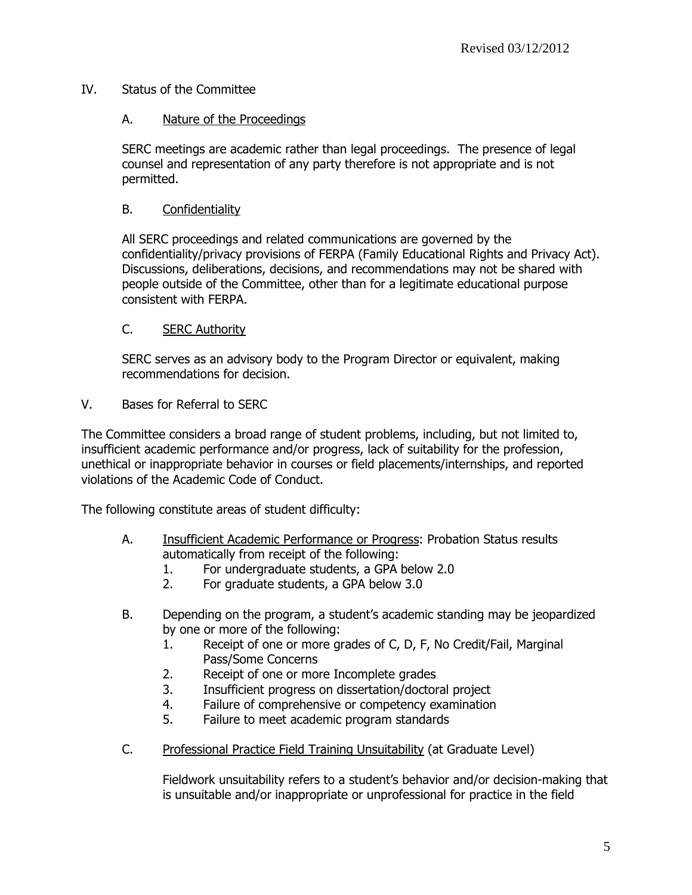## IV. Status of the Committee

### A. Nature of the Proceedings

SERC meetings are academic rather than legal proceedings. The presence of legal counsel and representation of any party therefore is not appropriate and is not permitted.

### B. Confidentiality

All SERC proceedings and related communications are governed by the confidentiality/privacy provisions of FERPA (Family Educational Rights and Privacy Act). Discussions, deliberations, decisions, and recommendations may not be shared with people outside of the Committee, other than for a legitimate educational purpose consistent with FERPA.

### C. SERC Authority

SERC serves as an advisory body to the Program Director or equivalent, making recommendations for decision.

## V. Bases for Referral to SERC

The Committee considers a broad range of student problems, including, but not limited to, insufficient academic performance and/or progress, lack of suitability for the profession, unethical or inappropriate behavior in courses or field placements/internships, and reported violations of the Academic Code of Conduct.

The following constitute areas of student difficulty:

A. Insufficient Academic Performance or Progress: Probation Status results automatically from receipt of the following:
   1. For undergraduate students, a GPA below 2.0
   2. For graduate students, a GPA below 3.0

B. Depending on the program, a student's academic standing may be jeopardized by one or more of the following:
   1. Receipt of one or more grades of C, D, F, No Credit/Fail, Marginal Pass/Some Concerns
   2. Receipt of one or more Incomplete grades
   3. Insufficient progress on dissertation/doctoral project
   4. Failure of comprehensive or competency examination
   5. Failure to meet academic program standards

C. Professional Practice Field Training Unsuitability (at Graduate Level)

   Fieldwork unsuitability refers to a student's behavior and/or decision-making that is unsuitable and/or inappropriate or unprofessional for practice in the field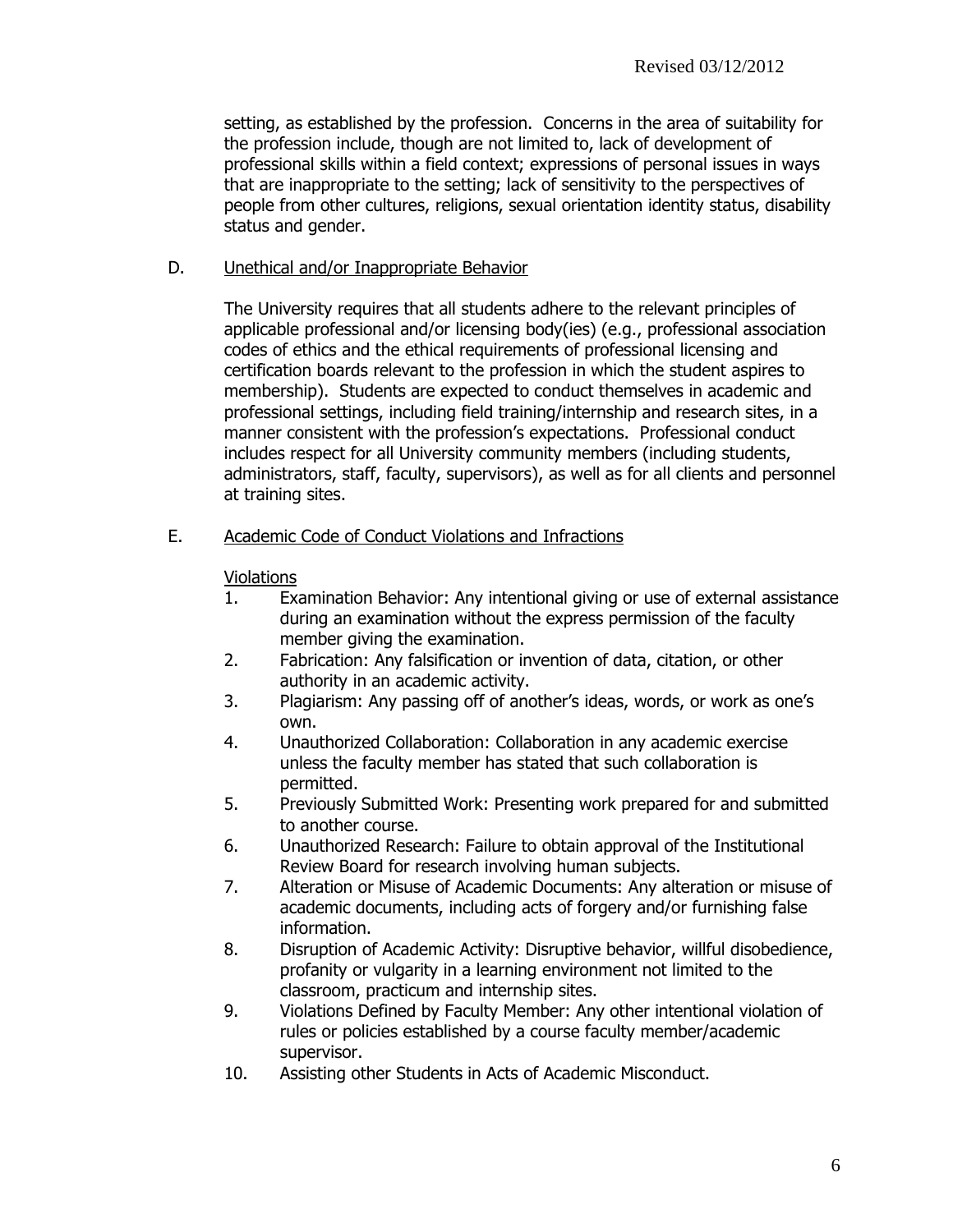setting, as established by the profession. Concerns in the area of suitability for the profession include, though are not limited to, lack of development of professional skills within a field context; expressions of personal issues in ways that are inappropriate to the setting; lack of sensitivity to the perspectives of people from other cultures, religions, sexual orientation identity status, disability status and gender.

D. Unethical and/or Inappropriate Behavior

The University requires that all students adhere to the relevant principles of applicable professional and/or licensing body(ies) (e.g., professional association codes of ethics and the ethical requirements of professional licensing and certification boards relevant to the profession in which the student aspires to membership). Students are expected to conduct themselves in academic and professional settings, including field training/internship and research sites, in a manner consistent with the profession's expectations. Professional conduct includes respect for all University community members (including students, administrators, staff, faculty, supervisors), as well as for all clients and personnel at training sites.

E. Academic Code of Conduct Violations and Infractions

Violations

1. Examination Behavior: Any intentional giving or use of external assistance during an examination without the express permission of the faculty member giving the examination.
2. Fabrication: Any falsification or invention of data, citation, or other authority in an academic activity.
3. Plagiarism: Any passing off of another's ideas, words, or work as one's own.
4. Unauthorized Collaboration: Collaboration in any academic exercise unless the faculty member has stated that such collaboration is permitted.
5. Previously Submitted Work: Presenting work prepared for and submitted to another course.
6. Unauthorized Research: Failure to obtain approval of the Institutional Review Board for research involving human subjects.
7. Alteration or Misuse of Academic Documents: Any alteration or misuse of academic documents, including acts of forgery and/or furnishing false information.
8. Disruption of Academic Activity: Disruptive behavior, willful disobedience, profanity or vulgarity in a learning environment not limited to the classroom, practicum and internship sites.
9. Violations Defined by Faculty Member: Any other intentional violation of rules or policies established by a course faculty member/academic supervisor.
10. Assisting other Students in Acts of Academic Misconduct.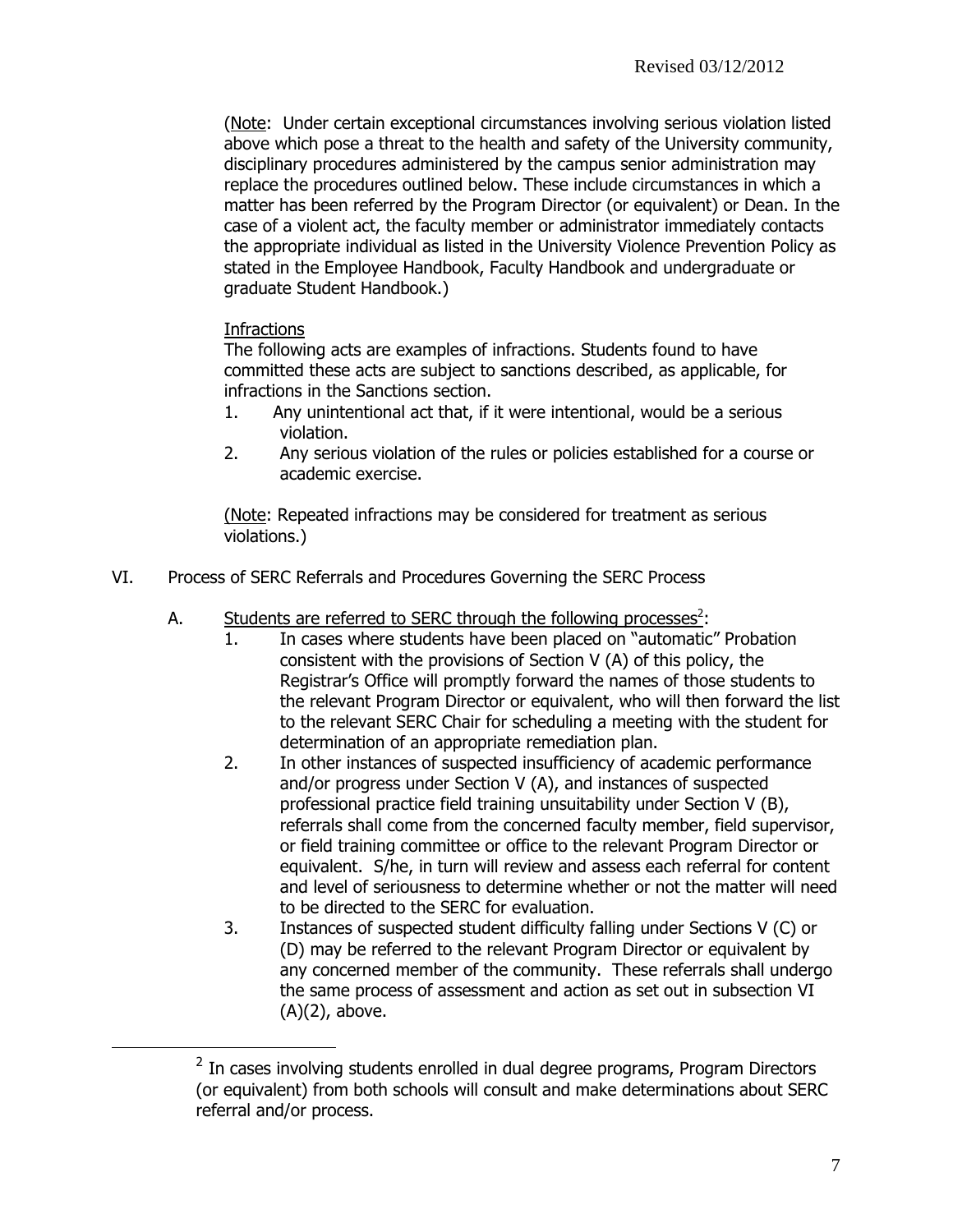(Note: Under certain exceptional circumstances involving serious violation listed above which pose a threat to the health and safety of the University community, disciplinary procedures administered by the campus senior administration may replace the procedures outlined below. These include circumstances in which a matter has been referred by the Program Director (or equivalent) or Dean. In the case of a violent act, the faculty member or administrator immediately contacts the appropriate individual as listed in the University Violence Prevention Policy as stated in the Employee Handbook, Faculty Handbook and undergraduate or graduate Student Handbook.)

Infractions

The following acts are examples of infractions. Students found to have committed these acts are subject to sanctions described, as applicable, for infractions in the Sanctions section.

1. Any unintentional act that, if it were intentional, would be a serious violation.
2. Any serious violation of the rules or policies established for a course or academic exercise.

(Note: Repeated infractions may be considered for treatment as serious violations.)

VI. Process of SERC Referrals and Procedures Governing the SERC Process

A. Students are referred to SERC through the following processes[2]:

1. In cases where students have been placed on "automatic" Probation consistent with the provisions of Section V (A) of this policy, the Registrar's Office will promptly forward the names of those students to the relevant Program Director or equivalent, who will then forward the list to the relevant SERC Chair for scheduling a meeting with the student for determination of an appropriate remediation plan.
2. In other instances of suspected insufficiency of academic performance and/or progress under Section V (A), and instances of suspected professional practice field training unsuitability under Section V (B), referrals shall come from the concerned faculty member, field supervisor, or field training committee or office to the relevant Program Director or equivalent. S/he, in turn will review and assess each referral for content and level of seriousness to determine whether or not the matter will need to be directed to the SERC for evaluation.
3. Instances of suspected student difficulty falling under Sections V (C) or (D) may be referred to the relevant Program Director or equivalent by any concerned member of the community. These referrals shall undergo the same process of assessment and action as set out in subsection VI (A)(2), above.

[2] In cases involving students enrolled in dual degree programs, Program Directors (or equivalent) from both schools will consult and make determinations about SERC referral and/or process.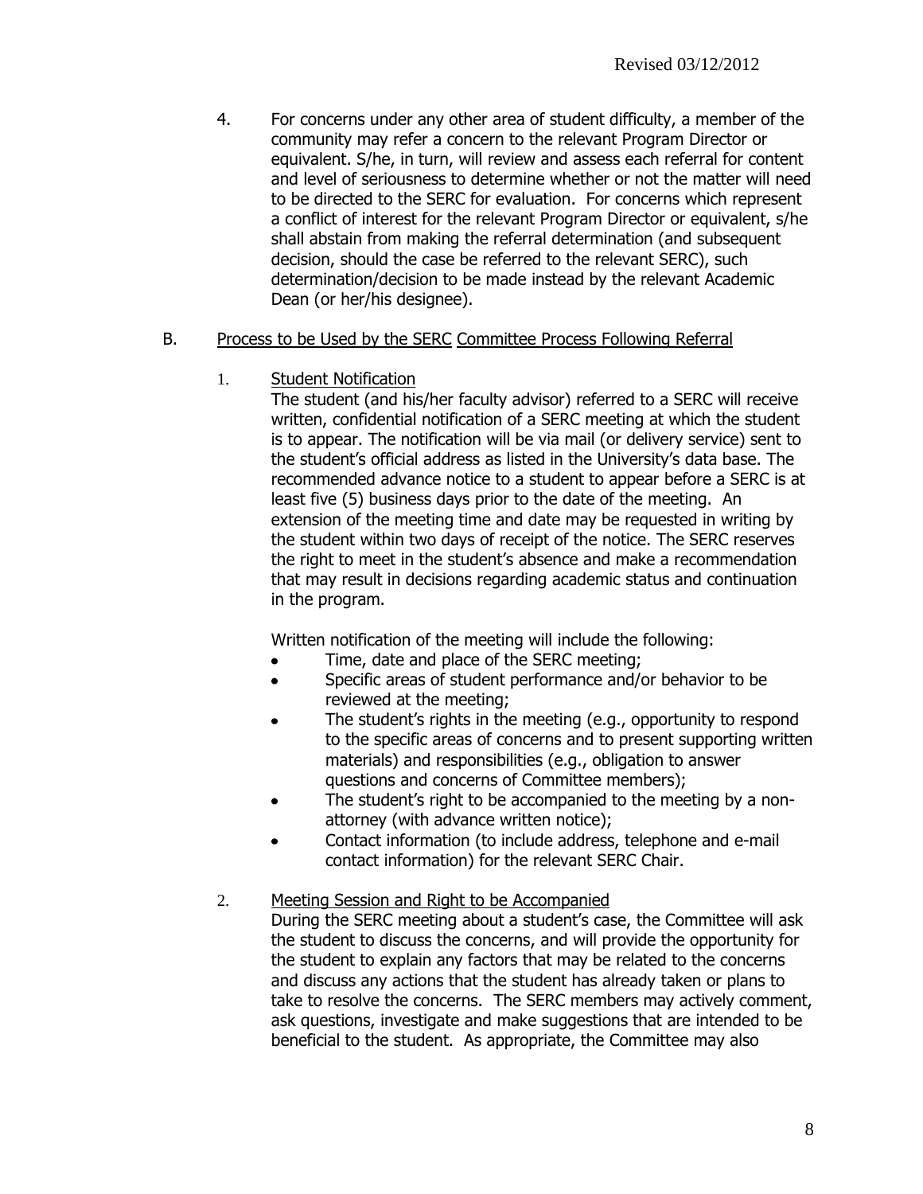4. For concerns under any other area of student difficulty, a member of the community may refer a concern to the relevant Program Director or equivalent. S/he, in turn, will review and assess each referral for content and level of seriousness to determine whether or not the matter will need to be directed to the SERC for evaluation. For concerns which represent a conflict of interest for the relevant Program Director or equivalent, s/he shall abstain from making the referral determination (and subsequent decision, should the case be referred to the relevant SERC), such determination/decision to be made instead by the relevant Academic Dean (or her/his designee).

B. Process to be Used by the SERC Committee Process Following Referral

1. Student Notification

The student (and his/her faculty advisor) referred to a SERC will receive written, confidential notification of a SERC meeting at which the student is to appear. The notification will be via mail (or delivery service) sent to the student's official address as listed in the University's data base. The recommended advance notice to a student to appear before a SERC is at least five (5) business days prior to the date of the meeting. An extension of the meeting time and date may be requested in writing by the student within two days of receipt of the notice. The SERC reserves the right to meet in the student's absence and make a recommendation that may result in decisions regarding academic status and continuation in the program.

Written notification of the meeting will include the following:

- Time, date and place of the SERC meeting;
- Specific areas of student performance and/or behavior to be reviewed at the meeting;
- The student's rights in the meeting (e.g., opportunity to respond to the specific areas of concerns and to present supporting written materials) and responsibilities (e.g., obligation to answer questions and concerns of Committee members);
- The student's right to be accompanied to the meeting by a non-attorney (with advance written notice);
- Contact information (to include address, telephone and e-mail contact information) for the relevant SERC Chair.

2. Meeting Session and Right to be Accompanied

During the SERC meeting about a student's case, the Committee will ask the student to discuss the concerns, and will provide the opportunity for the student to explain any factors that may be related to the concerns and discuss any actions that the student has already taken or plans to take to resolve the concerns. The SERC members may actively comment, ask questions, investigate and make suggestions that are intended to be beneficial to the student. As appropriate, the Committee may also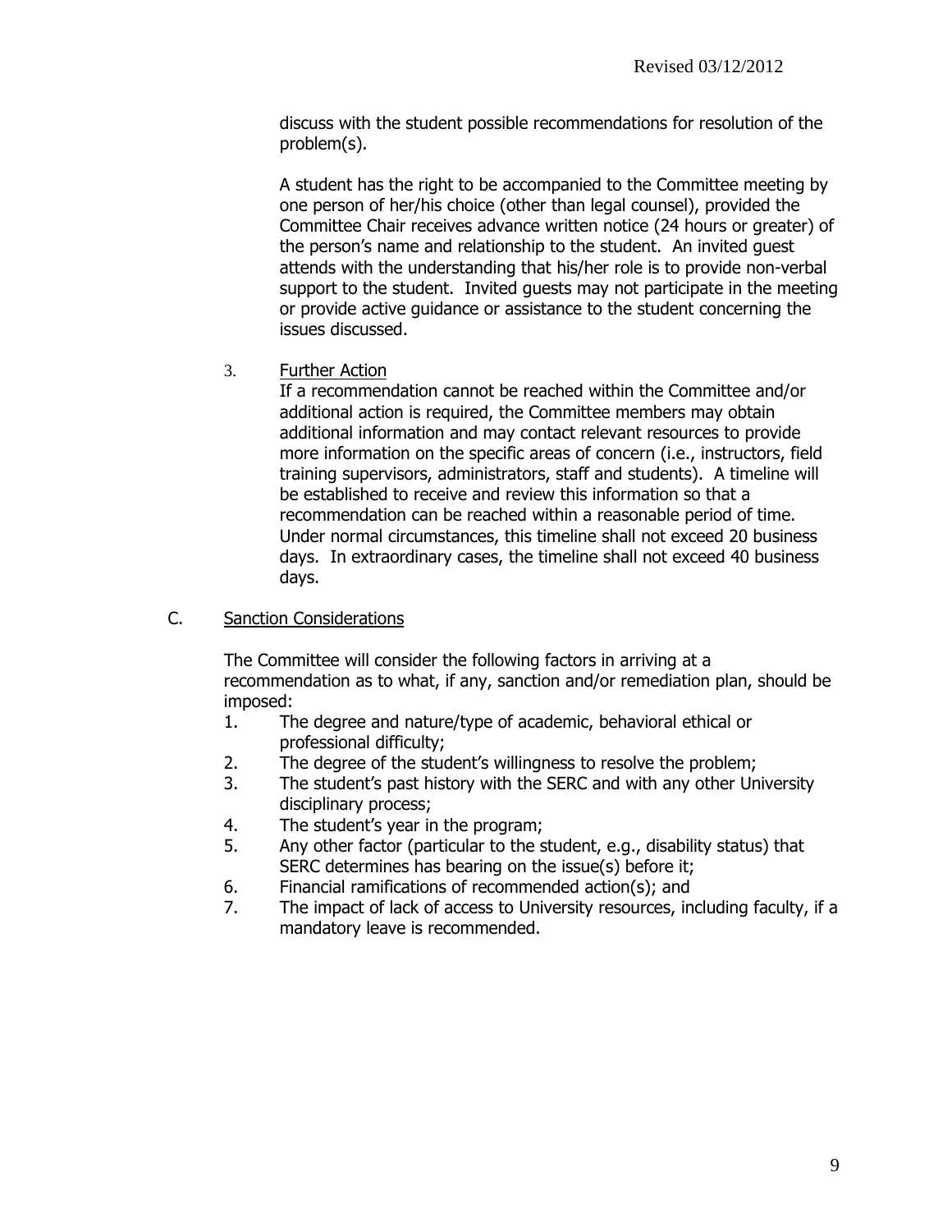discuss with the student possible recommendations for resolution of the problem(s).

A student has the right to be accompanied to the Committee meeting by one person of her/his choice (other than legal counsel), provided the Committee Chair receives advance written notice (24 hours or greater) of the person's name and relationship to the student. An invited guest attends with the understanding that his/her role is to provide non-verbal support to the student. Invited guests may not participate in the meeting or provide active guidance or assistance to the student concerning the issues discussed.

3. Further Action

If a recommendation cannot be reached within the Committee and/or additional action is required, the Committee members may obtain additional information and may contact relevant resources to provide more information on the specific areas of concern (i.e., instructors, field training supervisors, administrators, staff and students). A timeline will be established to receive and review this information so that a recommendation can be reached within a reasonable period of time. Under normal circumstances, this timeline shall not exceed 20 business days. In extraordinary cases, the timeline shall not exceed 40 business days.

C. Sanction Considerations

The Committee will consider the following factors in arriving at a recommendation as to what, if any, sanction and/or remediation plan, should be imposed:

1. The degree and nature/type of academic, behavioral ethical or professional difficulty;
2. The degree of the student's willingness to resolve the problem;
3. The student's past history with the SERC and with any other University disciplinary process;
4. The student's year in the program;
5. Any other factor (particular to the student, e.g., disability status) that SERC determines has bearing on the issue(s) before it;
6. Financial ramifications of recommended action(s); and
7. The impact of lack of access to University resources, including faculty, if a mandatory leave is recommended.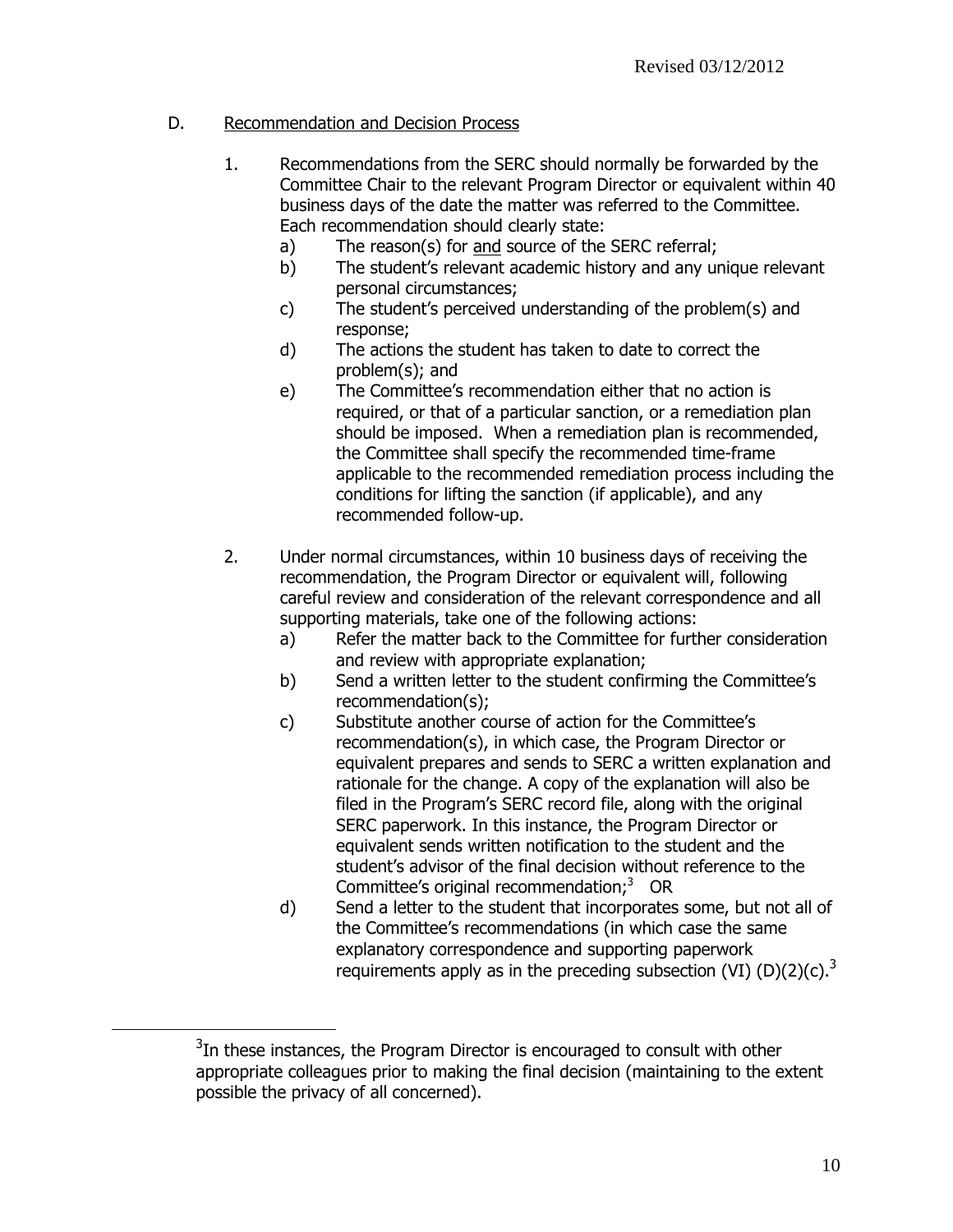D. Recommendation and Decision Process

1. Recommendations from the SERC should normally be forwarded by the Committee Chair to the relevant Program Director or equivalent within 40 business days of the date the matter was referred to the Committee. Each recommendation should clearly state:
   a) The reason(s) for and source of the SERC referral;
   b) The student's relevant academic history and any unique relevant personal circumstances;
   c) The student's perceived understanding of the problem(s) and response;
   d) The actions the student has taken to date to correct the problem(s); and
   e) The Committee's recommendation either that no action is required, or that of a particular sanction, or a remediation plan should be imposed. When a remediation plan is recommended, the Committee shall specify the recommended time-frame applicable to the recommended remediation process including the conditions for lifting the sanction (if applicable), and any recommended follow-up.

2. Under normal circumstances, within 10 business days of receiving the recommendation, the Program Director or equivalent will, following careful review and consideration of the relevant correspondence and all supporting materials, take one of the following actions:
   a) Refer the matter back to the Committee for further consideration and review with appropriate explanation;
   b) Send a written letter to the student confirming the Committee's recommendation(s);
   c) Substitute another course of action for the Committee's recommendation(s), in which case, the Program Director or equivalent prepares and sends to SERC a written explanation and rationale for the change. A copy of the explanation will also be filed in the Program's SERC record file, along with the original SERC paperwork. In this instance, the Program Director or equivalent sends written notification to the student and the student's advisor of the final decision without reference to the Committee's original recommendation;[3] OR
   d) Send a letter to the student that incorporates some, but not all of the Committee's recommendations (in which case the same explanatory correspondence and supporting paperwork requirements apply as in the preceding subsection (VI) (D)(2)(c).[3]

---

[3] In these instances, the Program Director is encouraged to consult with other appropriate colleagues prior to making the final decision (maintaining to the extent possible the privacy of all concerned).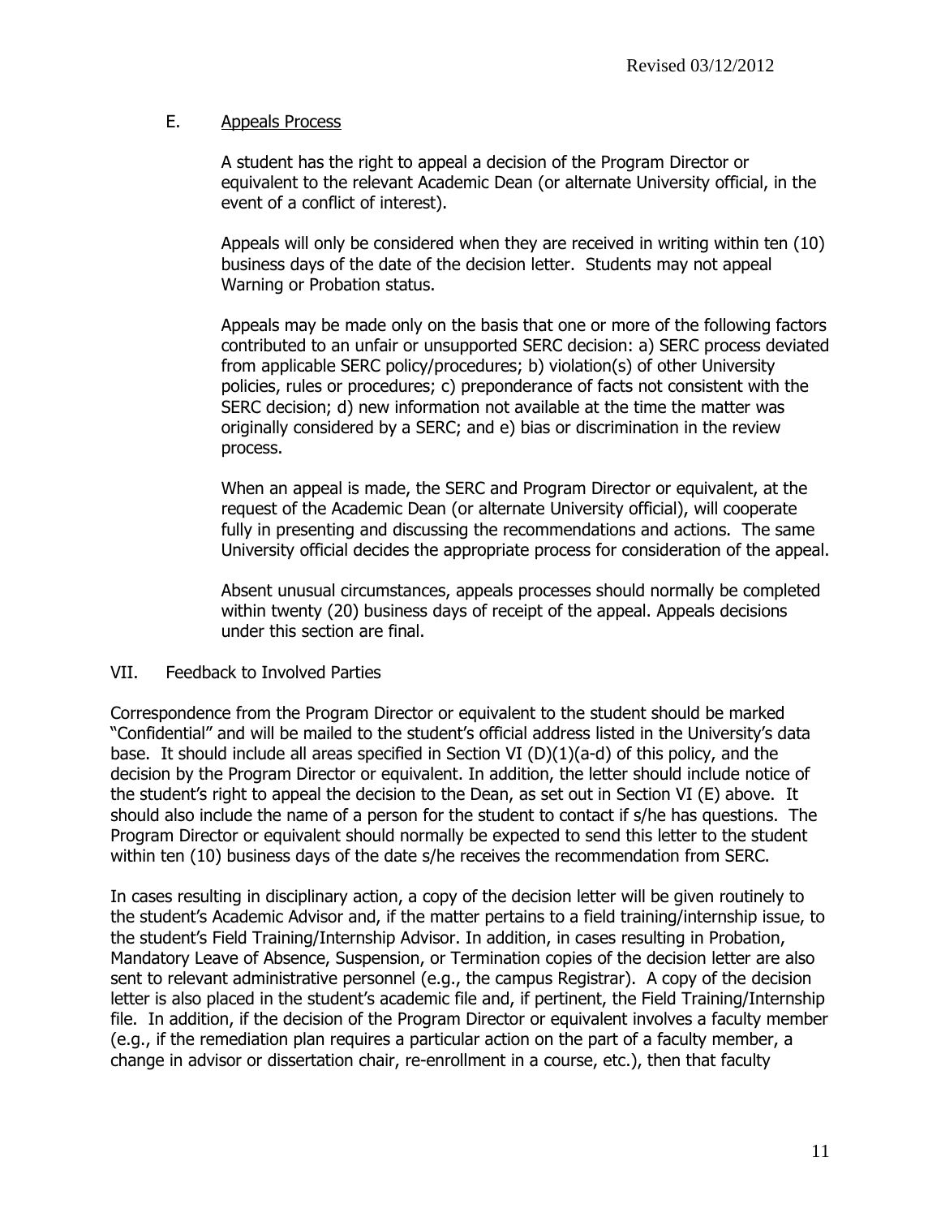Revised 03/12/2012

### E. Appeals Process

A student has the right to appeal a decision of the Program Director or equivalent to the relevant Academic Dean (or alternate University official, in the event of a conflict of interest).

Appeals will only be considered when they are received in writing within ten (10) business days of the date of the decision letter. Students may not appeal Warning or Probation status.

Appeals may be made only on the basis that one or more of the following factors contributed to an unfair or unsupported SERC decision: a) SERC process deviated from applicable SERC policy/procedures; b) violation(s) of other University policies, rules or procedures; c) preponderance of facts not consistent with the SERC decision; d) new information not available at the time the matter was originally considered by a SERC; and e) bias or discrimination in the review process.

When an appeal is made, the SERC and Program Director or equivalent, at the request of the Academic Dean (or alternate University official), will cooperate fully in presenting and discussing the recommendations and actions. The same University official decides the appropriate process for consideration of the appeal.

Absent unusual circumstances, appeals processes should normally be completed within twenty (20) business days of receipt of the appeal. Appeals decisions under this section are final.

## VII. Feedback to Involved Parties

Correspondence from the Program Director or equivalent to the student should be marked "Confidential" and will be mailed to the student's official address listed in the University's data base. It should include all areas specified in Section VI (D)(1)(a-d) of this policy, and the decision by the Program Director or equivalent. In addition, the letter should include notice of the student's right to appeal the decision to the Dean, as set out in Section VI (E) above. It should also include the name of a person for the student to contact if s/he has questions. The Program Director or equivalent should normally be expected to send this letter to the student within ten (10) business days of the date s/he receives the recommendation from SERC.

In cases resulting in disciplinary action, a copy of the decision letter will be given routinely to the student's Academic Advisor and, if the matter pertains to a field training/internship issue, to the student's Field Training/Internship Advisor. In addition, in cases resulting in Probation, Mandatory Leave of Absence, Suspension, or Termination copies of the decision letter are also sent to relevant administrative personnel (e.g., the campus Registrar). A copy of the decision letter is also placed in the student's academic file and, if pertinent, the Field Training/Internship file. In addition, if the decision of the Program Director or equivalent involves a faculty member (e.g., if the remediation plan requires a particular action on the part of a faculty member, a change in advisor or dissertation chair, re-enrollment in a course, etc.), then that faculty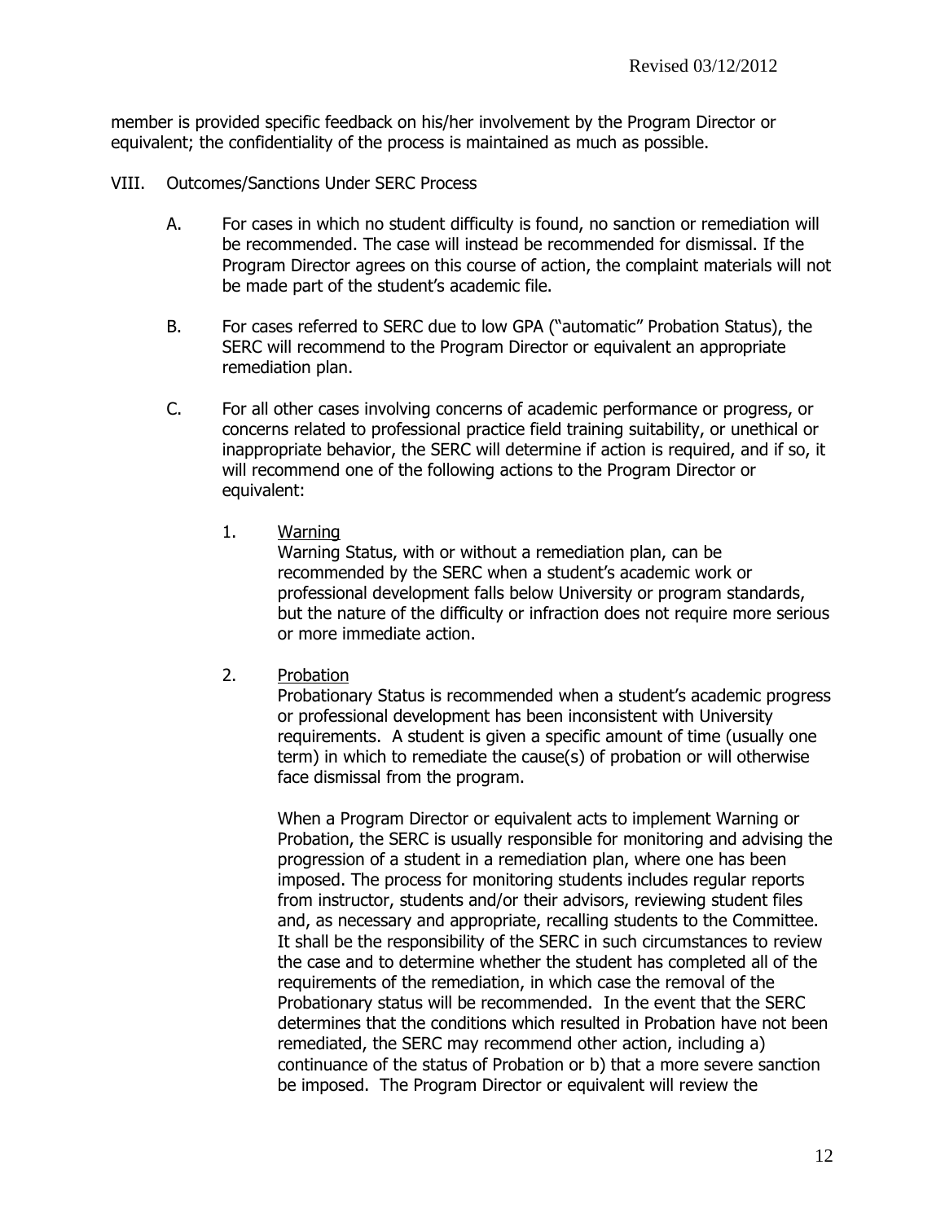member is provided specific feedback on his/her involvement by the Program Director or equivalent; the confidentiality of the process is maintained as much as possible.

VIII. Outcomes/Sanctions Under SERC Process

A. For cases in which no student difficulty is found, no sanction or remediation will be recommended. The case will instead be recommended for dismissal. If the Program Director agrees on this course of action, the complaint materials will not be made part of the student's academic file.

B. For cases referred to SERC due to low GPA ("automatic" Probation Status), the SERC will recommend to the Program Director or equivalent an appropriate remediation plan.

C. For all other cases involving concerns of academic performance or progress, or concerns related to professional practice field training suitability, or unethical or inappropriate behavior, the SERC will determine if action is required, and if so, it will recommend one of the following actions to the Program Director or equivalent:

1. Warning

   Warning Status, with or without a remediation plan, can be recommended by the SERC when a student's academic work or professional development falls below University or program standards, but the nature of the difficulty or infraction does not require more serious or more immediate action.

2. Probation

   Probationary Status is recommended when a student's academic progress or professional development has been inconsistent with University requirements. A student is given a specific amount of time (usually one term) in which to remediate the cause(s) of probation or will otherwise face dismissal from the program.

   When a Program Director or equivalent acts to implement Warning or Probation, the SERC is usually responsible for monitoring and advising the progression of a student in a remediation plan, where one has been imposed. The process for monitoring students includes regular reports from instructor, students and/or their advisors, reviewing student files and, as necessary and appropriate, recalling students to the Committee. It shall be the responsibility of the SERC in such circumstances to review the case and to determine whether the student has completed all of the requirements of the remediation, in which case the removal of the Probationary status will be recommended. In the event that the SERC determines that the conditions which resulted in Probation have not been remediated, the SERC may recommend other action, including a) continuance of the status of Probation or b) that a more severe sanction be imposed. The Program Director or equivalent will review the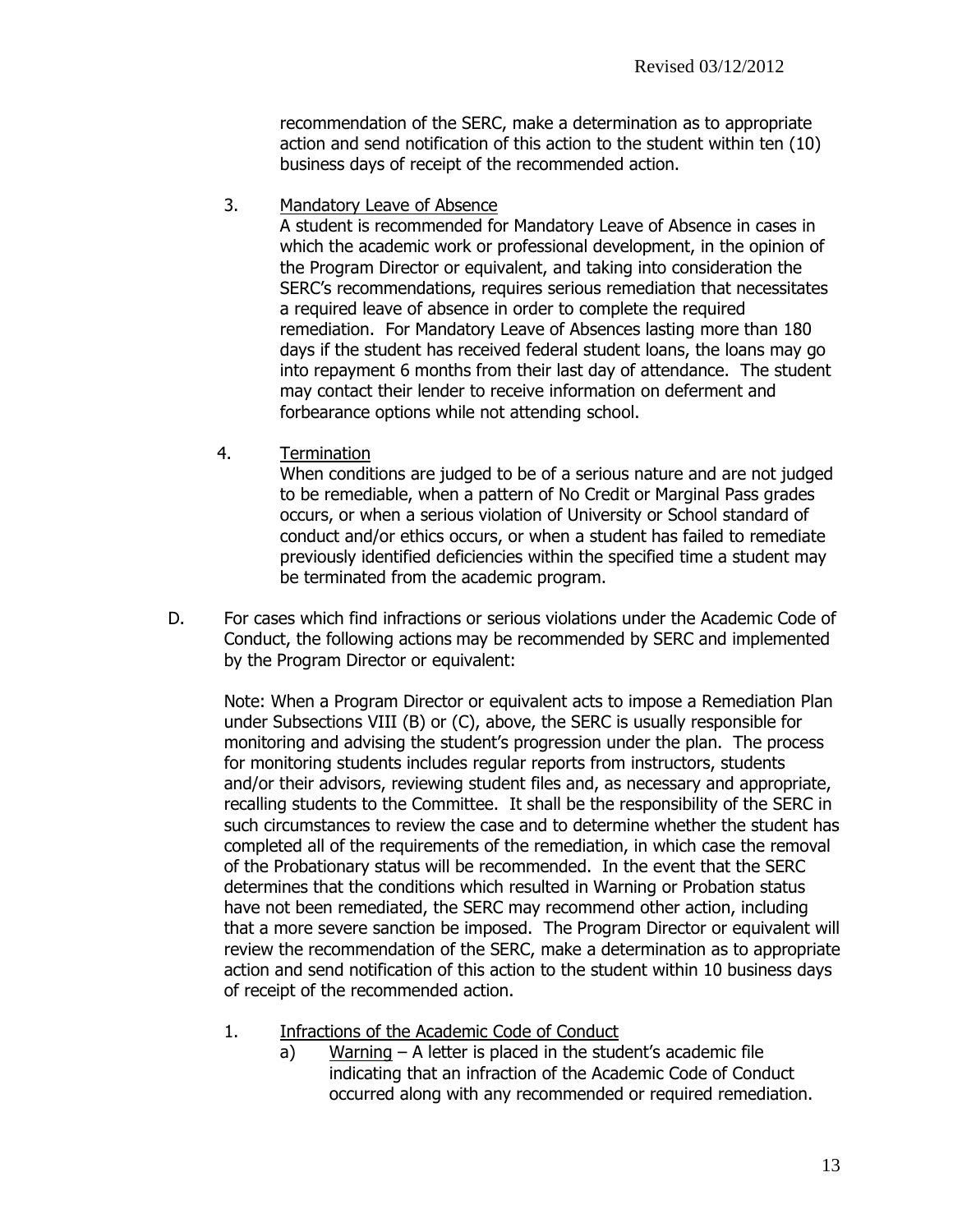recommendation of the SERC, make a determination as to appropriate action and send notification of this action to the student within ten (10) business days of receipt of the recommended action.

3. Mandatory Leave of Absence

   A student is recommended for Mandatory Leave of Absence in cases in which the academic work or professional development, in the opinion of the Program Director or equivalent, and taking into consideration the SERC's recommendations, requires serious remediation that necessitates a required leave of absence in order to complete the required remediation. For Mandatory Leave of Absences lasting more than 180 days if the student has received federal student loans, the loans may go into repayment 6 months from their last day of attendance. The student may contact their lender to receive information on deferment and forbearance options while not attending school.

4. Termination

   When conditions are judged to be of a serious nature and are not judged to be remediable, when a pattern of No Credit or Marginal Pass grades occurs, or when a serious violation of University or School standard of conduct and/or ethics occurs, or when a student has failed to remediate previously identified deficiencies within the specified time a student may be terminated from the academic program.

D. For cases which find infractions or serious violations under the Academic Code of Conduct, the following actions may be recommended by SERC and implemented by the Program Director or equivalent:

   Note: When a Program Director or equivalent acts to impose a Remediation Plan under Subsections VIII (B) or (C), above, the SERC is usually responsible for monitoring and advising the student's progression under the plan. The process for monitoring students includes regular reports from instructors, students and/or their advisors, reviewing student files and, as necessary and appropriate, recalling students to the Committee. It shall be the responsibility of the SERC in such circumstances to review the case and to determine whether the student has completed all of the requirements of the remediation, in which case the removal of the Probationary status will be recommended. In the event that the SERC determines that the conditions which resulted in Warning or Probation status have not been remediated, the SERC may recommend other action, including that a more severe sanction be imposed. The Program Director or equivalent will review the recommendation of the SERC, make a determination as to appropriate action and send notification of this action to the student within 10 business days of receipt of the recommended action.

   1. Infractions of the Academic Code of Conduct
      a) Warning – A letter is placed in the student's academic file indicating that an infraction of the Academic Code of Conduct occurred along with any recommended or required remediation.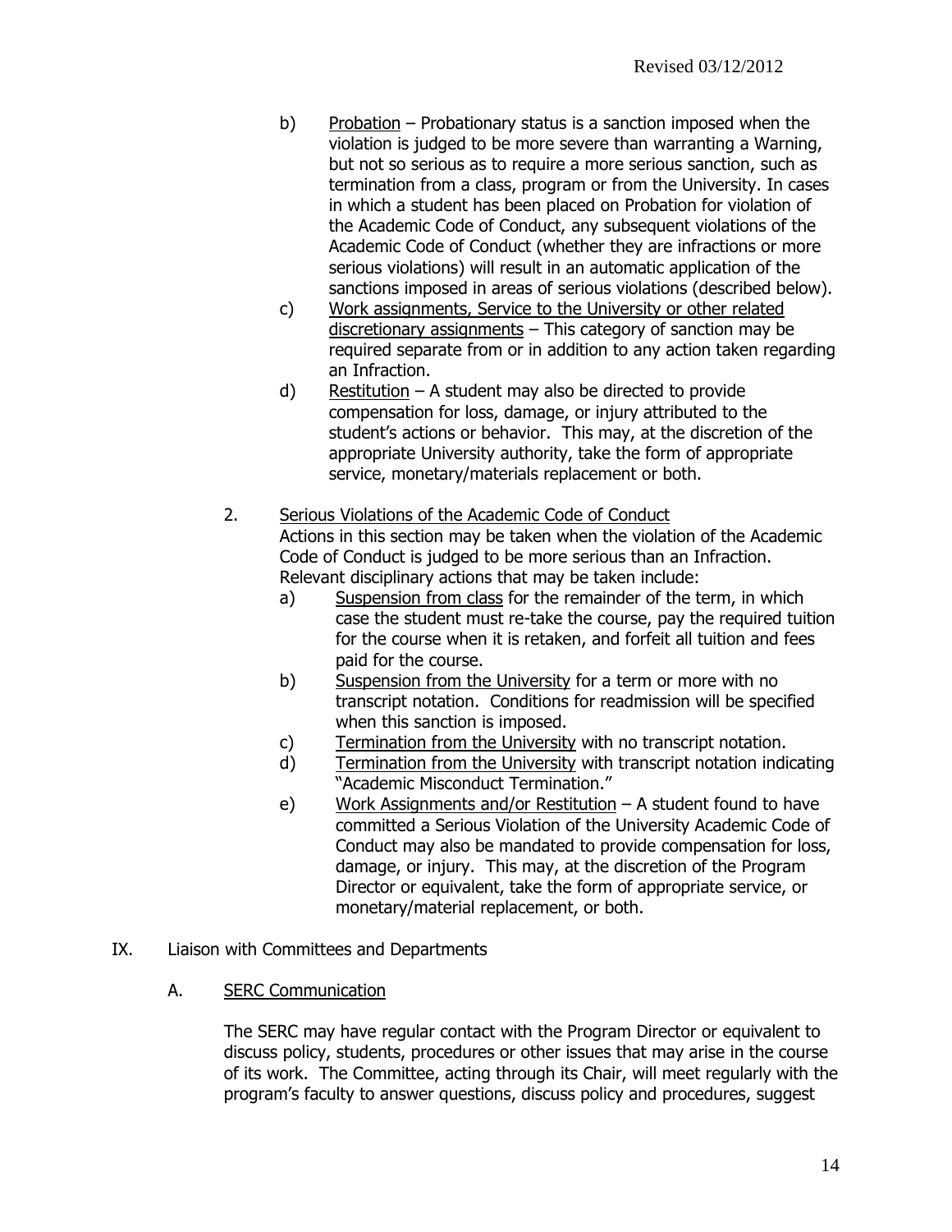b) Probation – Probationary status is a sanction imposed when the violation is judged to be more severe than warranting a Warning, but not so serious as to require a more serious sanction, such as termination from a class, program or from the University. In cases in which a student has been placed on Probation for violation of the Academic Code of Conduct, any subsequent violations of the Academic Code of Conduct (whether they are infractions or more serious violations) will result in an automatic application of the sanctions imposed in areas of serious violations (described below).

c) Work assignments, Service to the University or other related discretionary assignments – This category of sanction may be required separate from or in addition to any action taken regarding an Infraction.

d) Restitution – A student may also be directed to provide compensation for loss, damage, or injury attributed to the student's actions or behavior. This may, at the discretion of the appropriate University authority, take the form of appropriate service, monetary/materials replacement or both.

2. Serious Violations of the Academic Code of Conduct

Actions in this section may be taken when the violation of the Academic Code of Conduct is judged to be more serious than an Infraction. Relevant disciplinary actions that may be taken include:

a) Suspension from class for the remainder of the term, in which case the student must re-take the course, pay the required tuition for the course when it is retaken, and forfeit all tuition and fees paid for the course.

b) Suspension from the University for a term or more with no transcript notation. Conditions for readmission will be specified when this sanction is imposed.

c) Termination from the University with no transcript notation.

d) Termination from the University with transcript notation indicating "Academic Misconduct Termination."

e) Work Assignments and/or Restitution – A student found to have committed a Serious Violation of the University Academic Code of Conduct may also be mandated to provide compensation for loss, damage, or injury. This may, at the discretion of the Program Director or equivalent, take the form of appropriate service, or monetary/material replacement, or both.

## IX. Liaison with Committees and Departments

### A. SERC Communication

The SERC may have regular contact with the Program Director or equivalent to discuss policy, students, procedures or other issues that may arise in the course of its work. The Committee, acting through its Chair, will meet regularly with the program's faculty to answer questions, discuss policy and procedures, suggest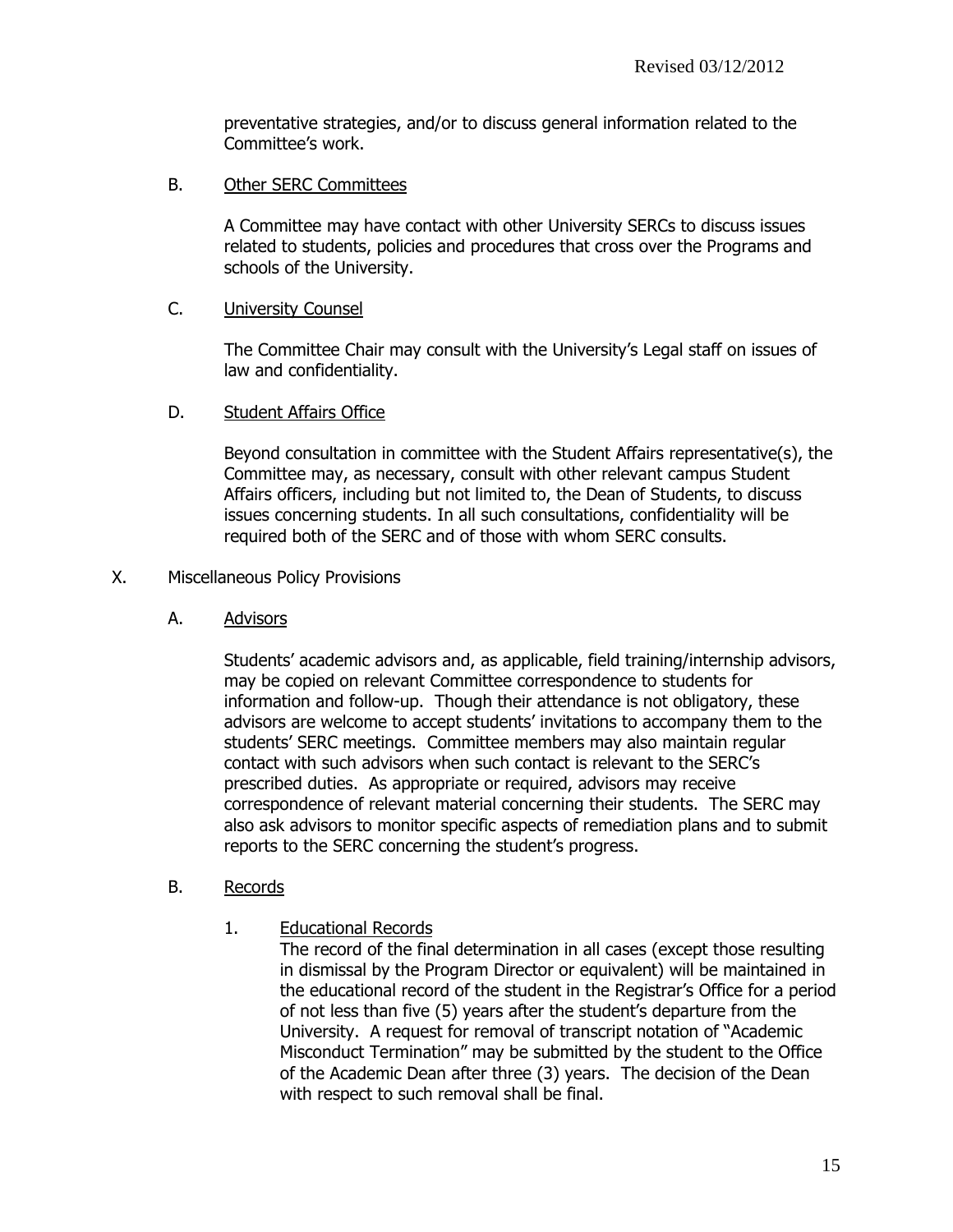preventative strategies, and/or to discuss general information related to the Committee's work.

B. Other SERC Committees

A Committee may have contact with other University SERCs to discuss issues related to students, policies and procedures that cross over the Programs and schools of the University.

C. University Counsel

The Committee Chair may consult with the University's Legal staff on issues of law and confidentiality.

D. Student Affairs Office

Beyond consultation in committee with the Student Affairs representative(s), the Committee may, as necessary, consult with other relevant campus Student Affairs officers, including but not limited to, the Dean of Students, to discuss issues concerning students. In all such consultations, confidentiality will be required both of the SERC and of those with whom SERC consults.

X. Miscellaneous Policy Provisions

A. Advisors

Students' academic advisors and, as applicable, field training/internship advisors, may be copied on relevant Committee correspondence to students for information and follow-up. Though their attendance is not obligatory, these advisors are welcome to accept students' invitations to accompany them to the students' SERC meetings. Committee members may also maintain regular contact with such advisors when such contact is relevant to the SERC's prescribed duties. As appropriate or required, advisors may receive correspondence of relevant material concerning their students. The SERC may also ask advisors to monitor specific aspects of remediation plans and to submit reports to the SERC concerning the student's progress.

B. Records

1. Educational Records

The record of the final determination in all cases (except those resulting in dismissal by the Program Director or equivalent) will be maintained in the educational record of the student in the Registrar's Office for a period of not less than five (5) years after the student's departure from the University. A request for removal of transcript notation of "Academic Misconduct Termination" may be submitted by the student to the Office of the Academic Dean after three (3) years. The decision of the Dean with respect to such removal shall be final.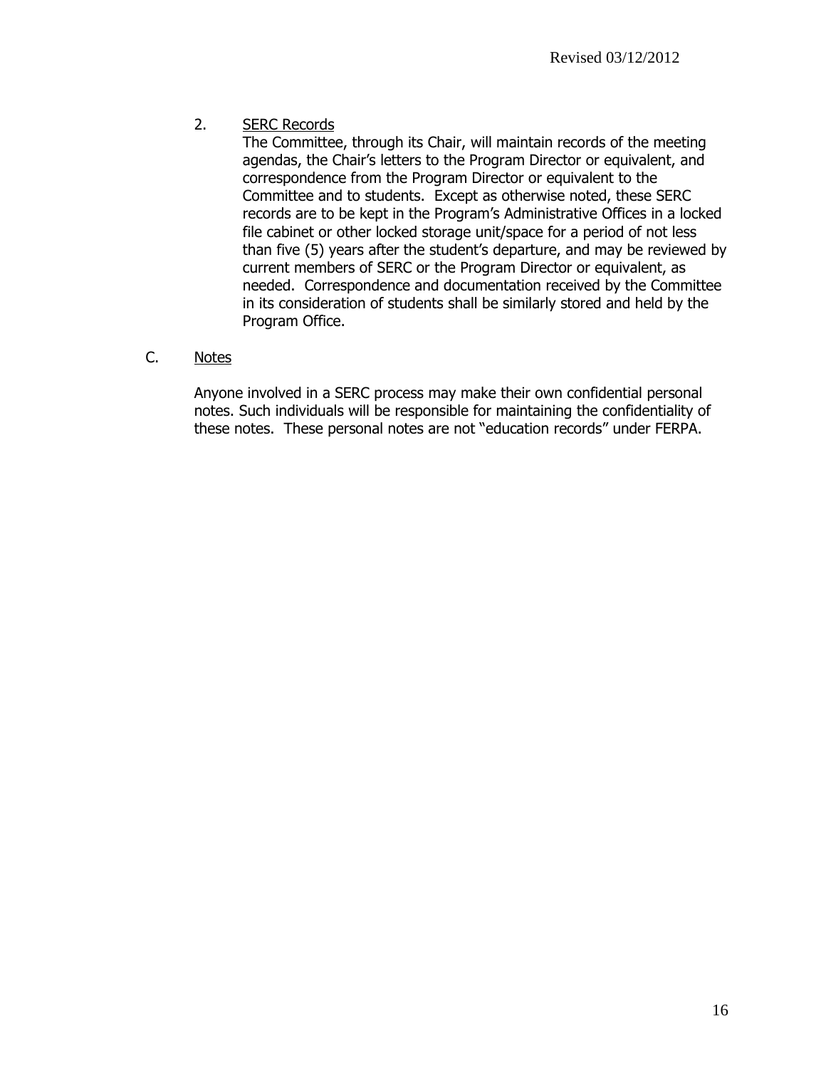2. <u>SERC Records</u>

   The Committee, through its Chair, will maintain records of the meeting agendas, the Chair's letters to the Program Director or equivalent, and correspondence from the Program Director or equivalent to the Committee and to students. Except as otherwise noted, these SERC records are to be kept in the Program's Administrative Offices in a locked file cabinet or other locked storage unit/space for a period of not less than five (5) years after the student's departure, and may be reviewed by current members of SERC or the Program Director or equivalent, as needed. Correspondence and documentation received by the Committee in its consideration of students shall be similarly stored and held by the Program Office.

C. <u>Notes</u>

Anyone involved in a SERC process may make their own confidential personal notes. Such individuals will be responsible for maintaining the confidentiality of these notes. These personal notes are not "education records" under FERPA.